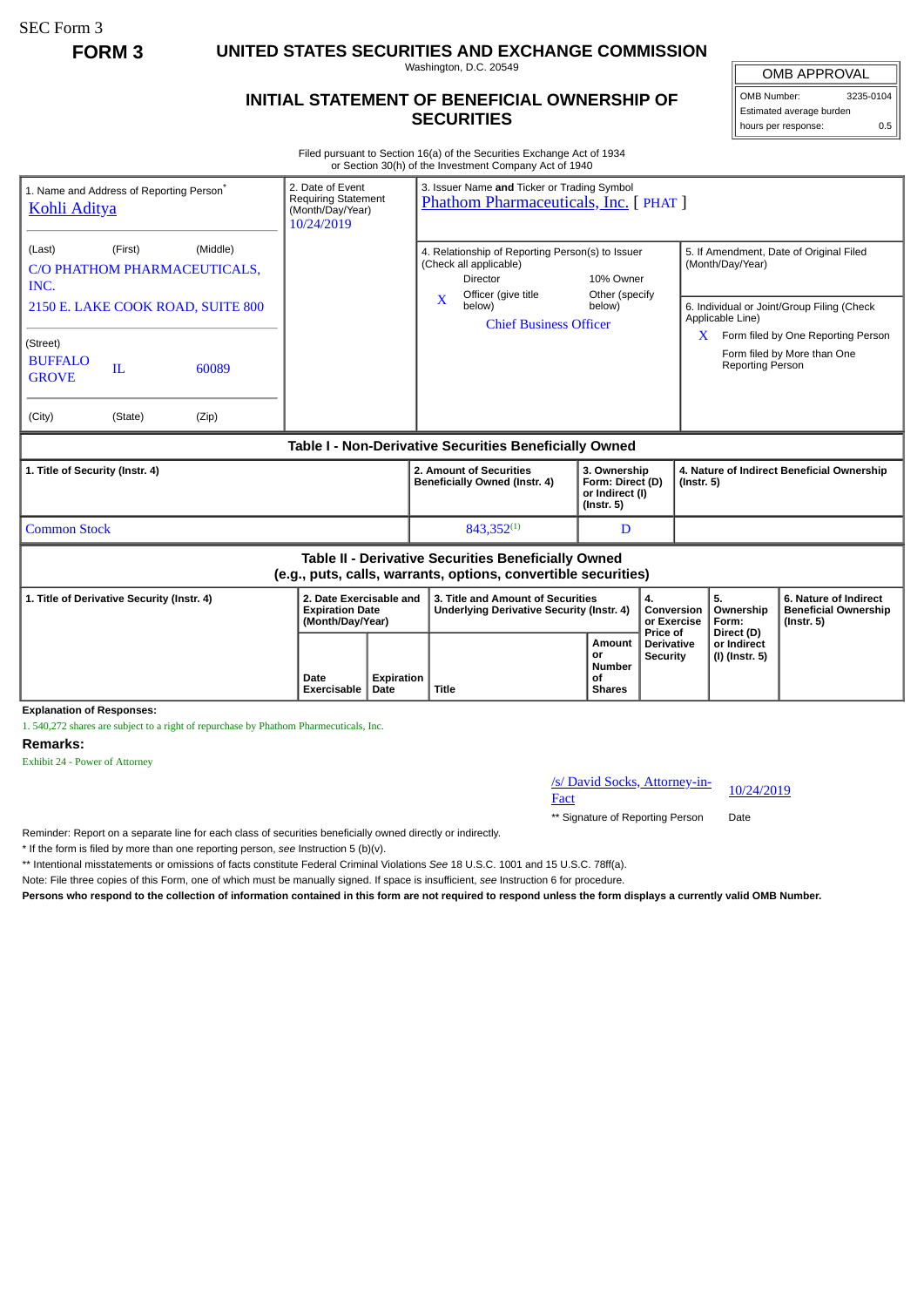SEC Form 3

**FORM 3**

# UNITED STATES SECURITIES AND EXCHANGE COMMISSION

Washington, D.C. 20549

## INITIAL STATEMENT OF BENEFICIAL OWNERSHIP OF SECURITIES

| OMB APPROVAL | |
|---|---|
| OMB Number: | 3235-0104 |
| Estimated average burden | |
| hours per response: | 0.5 |

Filed pursuant to Section 16(a) of the Securities Exchange Act of 1934
or Section 30(h) of the Investment Company Act of 1940

1. Name and Address of Reporting Person*
Kohli Aditya

(Last) (First) (Middle)
C/O PHATHOM PHARMACEUTICALS, INC.
2150 E. LAKE COOK ROAD, SUITE 800

(Street)
BUFFALO GROVE IL 60089

(City) (State) (Zip)

2. Date of Event Requiring Statement (Month/Day/Year)
10/24/2019

3. Issuer Name **and** Ticker or Trading Symbol
Phathom Pharmaceuticals, Inc. [ PHAT ]

4. Relationship of Reporting Person(s) to Issuer (Check all applicable)
- Director
- 10% Owner
- X Officer (give title below)
- Other (specify below)

Chief Business Officer

5. If Amendment, Date of Original Filed (Month/Day/Year)

6. Individual or Joint/Group Filing (Check Applicable Line)
- X Form filed by One Reporting Person
- Form filed by More than One Reporting Person

### Table I - Non-Derivative Securities Beneficially Owned

| 1. Title of Security (Instr. 4) | 2. Amount of Securities Beneficially Owned (Instr. 4) | 3. Ownership Form: Direct (D) or Indirect (I) (Instr. 5) | 4. Nature of Indirect Beneficial Ownership (Instr. 5) |
|---|---|---|---|
| Common Stock | 843,352[(1)] | D | |

### Table II - Derivative Securities Beneficially Owned (e.g., puts, calls, warrants, options, convertible securities)

| 1. Title of Derivative Security (Instr. 4) | 2. Date Exercisable and Expiration Date (Month/Day/Year) | | 3. Title and Amount of Securities Underlying Derivative Security (Instr. 4) | | 4. Conversion or Exercise Price of Derivative Security | 5. Ownership Form: Direct (D) or Indirect (I) (Instr. 5) | 6. Nature of Indirect Beneficial Ownership (Instr. 5) |
|---|---|---|---|---|---|---|---|
| | Date Exercisable | Expiration Date | Title | Amount or Number of Shares | | | |

**Explanation of Responses:**

1. 540,272 shares are subject to a right of repurchase by Phathom Pharmaceuticals, Inc.

**Remarks:**

Exhibit 24 - Power of Attorney

/s/ David Socks, Attorney-in-Fact    10/24/2019

** Signature of Reporting Person    Date

Reminder: Report on a separate line for each class of securities beneficially owned directly or indirectly.

* If the form is filed by more than one reporting person, *see* Instruction 5 (b)(v).

** Intentional misstatements or omissions of facts constitute Federal Criminal Violations *See* 18 U.S.C. 1001 and 15 U.S.C. 78ff(a).

Note: File three copies of this Form, one of which must be manually signed. If space is insufficient, *see* Instruction 6 for procedure.

**Persons who respond to the collection of information contained in this form are not required to respond unless the form displays a currently valid OMB Number.**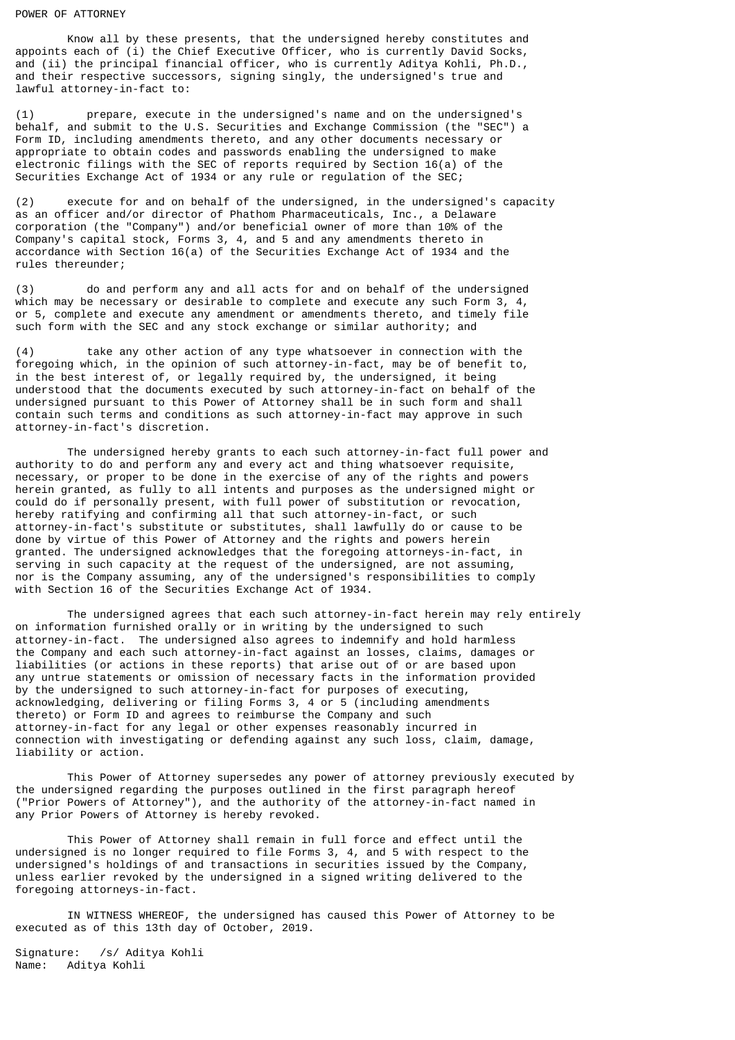# POWER OF ATTORNEY

Know all by these presents, that the undersigned hereby constitutes and appoints each of (i) the Chief Executive Officer, who is currently David Socks, and (ii) the principal financial officer, who is currently Aditya Kohli, Ph.D., and their respective successors, signing singly, the undersigned's true and lawful attorney-in-fact to:

(1) prepare, execute in the undersigned's name and on the undersigned's behalf, and submit to the U.S. Securities and Exchange Commission (the "SEC") a Form ID, including amendments thereto, and any other documents necessary or appropriate to obtain codes and passwords enabling the undersigned to make electronic filings with the SEC of reports required by Section 16(a) of the Securities Exchange Act of 1934 or any rule or regulation of the SEC;

(2) execute for and on behalf of the undersigned, in the undersigned's capacity as an officer and/or director of Phathom Pharmaceuticals, Inc., a Delaware corporation (the "Company") and/or beneficial owner of more than 10% of the Company's capital stock, Forms 3, 4, and 5 and any amendments thereto in accordance with Section 16(a) of the Securities Exchange Act of 1934 and the rules thereunder;

(3) do and perform any and all acts for and on behalf of the undersigned which may be necessary or desirable to complete and execute any such Form 3, 4, or 5, complete and execute any amendment or amendments thereto, and timely file such form with the SEC and any stock exchange or similar authority; and

(4) take any other action of any type whatsoever in connection with the foregoing which, in the opinion of such attorney-in-fact, may be of benefit to, in the best interest of, or legally required by, the undersigned, it being understood that the documents executed by such attorney-in-fact on behalf of the undersigned pursuant to this Power of Attorney shall be in such form and shall contain such terms and conditions as such attorney-in-fact may approve in such attorney-in-fact's discretion.

The undersigned hereby grants to each such attorney-in-fact full power and authority to do and perform any and every act and thing whatsoever requisite, necessary, or proper to be done in the exercise of any of the rights and powers herein granted, as fully to all intents and purposes as the undersigned might or could do if personally present, with full power of substitution or revocation, hereby ratifying and confirming all that such attorney-in-fact, or such attorney-in-fact's substitute or substitutes, shall lawfully do or cause to be done by virtue of this Power of Attorney and the rights and powers herein granted. The undersigned acknowledges that the foregoing attorneys-in-fact, in serving in such capacity at the request of the undersigned, are not assuming, nor is the Company assuming, any of the undersigned's responsibilities to comply with Section 16 of the Securities Exchange Act of 1934.

The undersigned agrees that each such attorney-in-fact herein may rely entirely on information furnished orally or in writing by the undersigned to such attorney-in-fact. The undersigned also agrees to indemnify and hold harmless the Company and each such attorney-in-fact against an losses, claims, damages or liabilities (or actions in these reports) that arise out of or are based upon any untrue statements or omission of necessary facts in the information provided by the undersigned to such attorney-in-fact for purposes of executing, acknowledging, delivering or filing Forms 3, 4 or 5 (including amendments thereto) or Form ID and agrees to reimburse the Company and such attorney-in-fact for any legal or other expenses reasonably incurred in connection with investigating or defending against any such loss, claim, damage, liability or action.

This Power of Attorney supersedes any power of attorney previously executed by the undersigned regarding the purposes outlined in the first paragraph hereof ("Prior Powers of Attorney"), and the authority of the attorney-in-fact named in any Prior Powers of Attorney is hereby revoked.

This Power of Attorney shall remain in full force and effect until the undersigned is no longer required to file Forms 3, 4, and 5 with respect to the undersigned's holdings of and transactions in securities issued by the Company, unless earlier revoked by the undersigned in a signed writing delivered to the foregoing attorneys-in-fact.

IN WITNESS WHEREOF, the undersigned has caused this Power of Attorney to be executed as of this 13th day of October, 2019.

Signature: /s/ Aditya Kohli
Name: Aditya Kohli